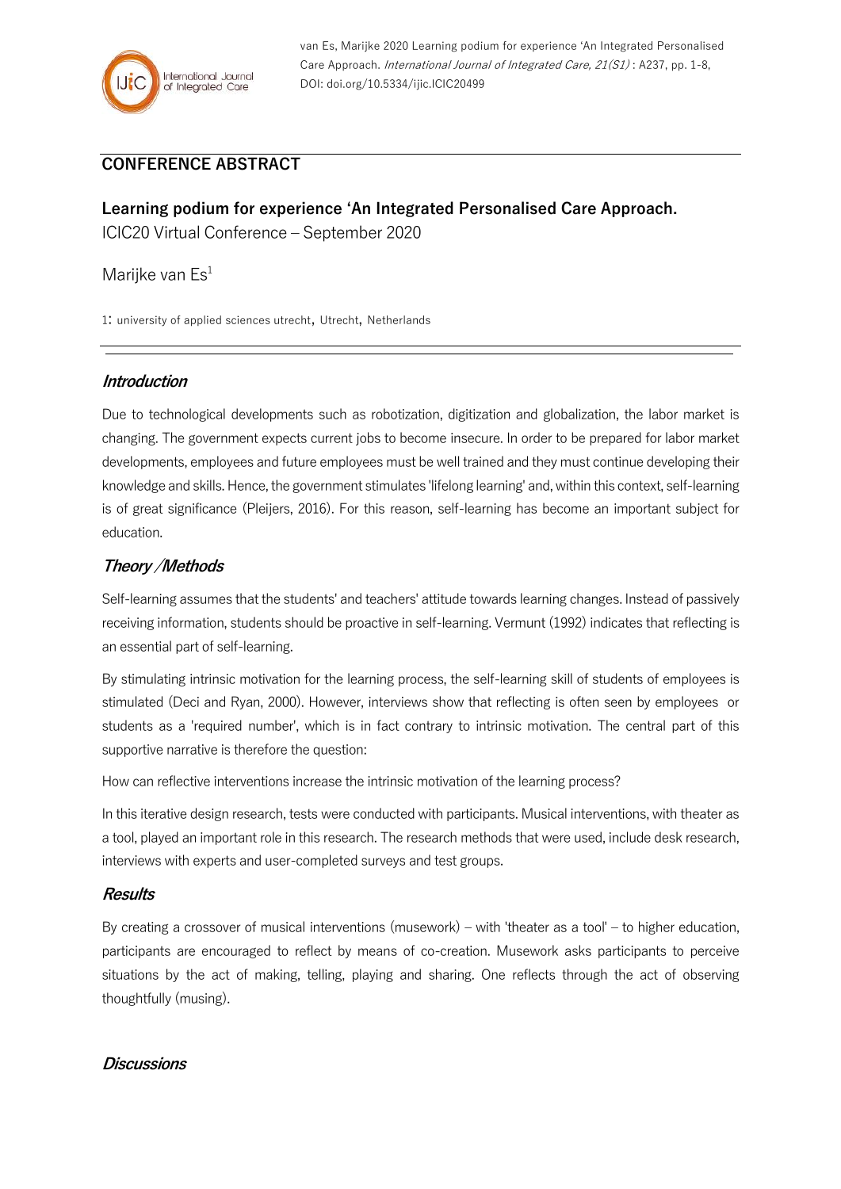van Es, Marijke 2020 Learning podium for experience 'An Integrated Personalised Care Approach. *International Journal of Integrated Care, 21(S1)* : A237, pp. 1-8, DOI: doi.org/10.5334/ijic.ICIC20499

## CONFERENCE ABSTRACT

**Learning podium for experience 'An Integrated Personalised Care Approach.**

ICIC20 Virtual Conference – September 2020

Marijke van Es[1]

1: university of applied sciences utrecht, Utrecht, Netherlands

### *Introduction*

Due to technological developments such as robotization, digitization and globalization, the labor market is changing. The government expects current jobs to become insecure. In order to be prepared for labor market developments, employees and future employees must be well trained and they must continue developing their knowledge and skills. Hence, the government stimulates 'lifelong learning' and, within this context, self-learning is of great significance (Pleijers, 2016). For this reason, self-learning has become an important subject for education.

### *Theory /Methods*

Self-learning assumes that the students' and teachers' attitude towards learning changes. Instead of passively receiving information, students should be proactive in self-learning. Vermunt (1992) indicates that reflecting is an essential part of self-learning.

By stimulating intrinsic motivation for the learning process, the self-learning skill of students of employees is stimulated (Deci and Ryan, 2000). However, interviews show that reflecting is often seen by employees or students as a 'required number', which is in fact contrary to intrinsic motivation. The central part of this supportive narrative is therefore the question:

How can reflective interventions increase the intrinsic motivation of the learning process?

In this iterative design research, tests were conducted with participants. Musical interventions, with theater as a tool, played an important role in this research. The research methods that were used, include desk research, interviews with experts and user-completed surveys and test groups.

### *Results*

By creating a crossover of musical interventions (musework) – with 'theater as a tool' – to higher education, participants are encouraged to reflect by means of co-creation. Musework asks participants to perceive situations by the act of making, telling, playing and sharing. One reflects through the act of observing thoughtfully (musing).

### *Discussions*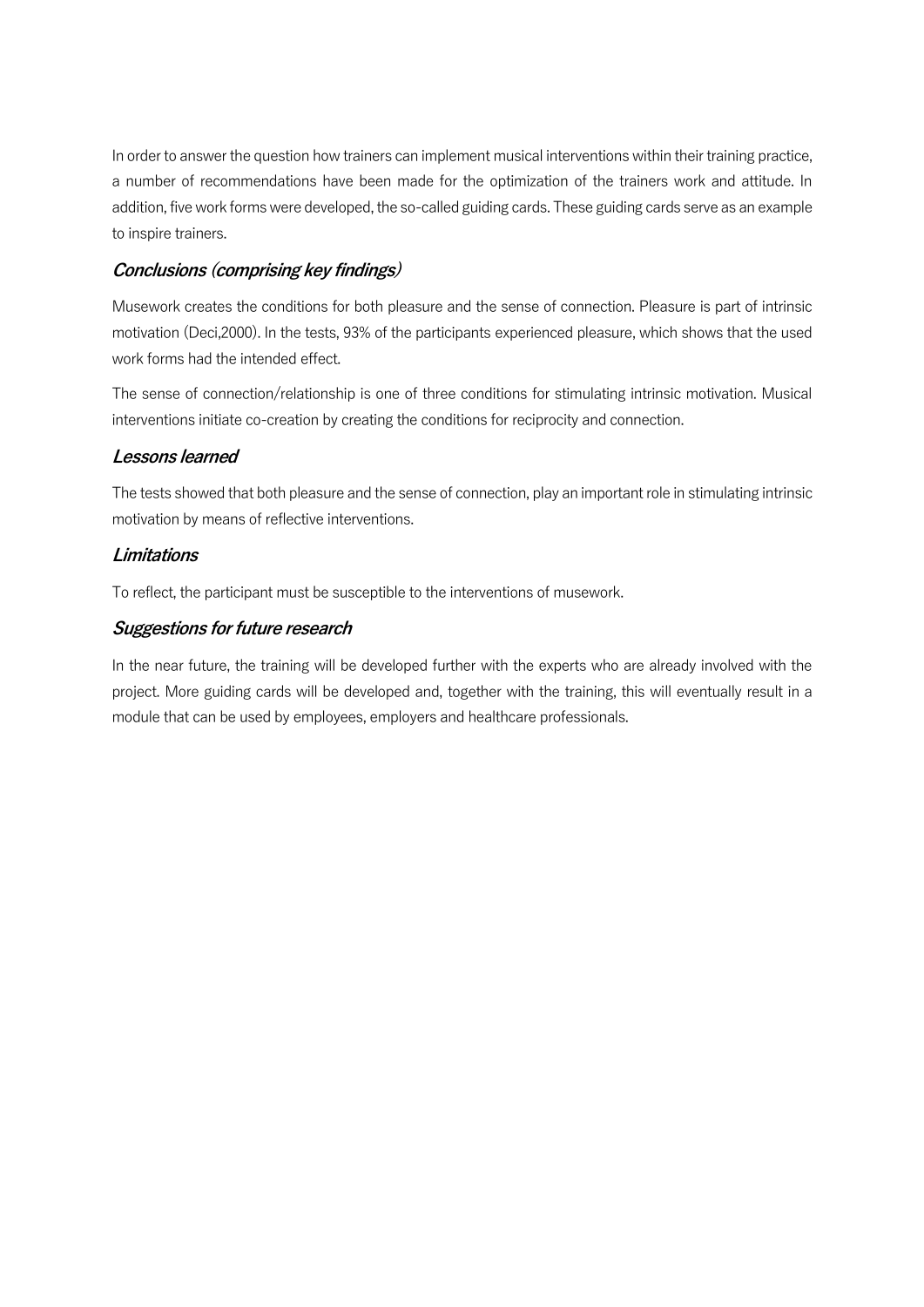In order to answer the question how trainers can implement musical interventions within their training practice, a number of recommendations have been made for the optimization of the trainers work and attitude. In addition, five work forms were developed, the so-called guiding cards. These guiding cards serve as an example to inspire trainers.

### *Conclusions (comprising key findings)*

Musework creates the conditions for both pleasure and the sense of connection. Pleasure is part of intrinsic motivation (Deci,2000). In the tests, 93% of the participants experienced pleasure, which shows that the used work forms had the intended effect.

The sense of connection/relationship is one of three conditions for stimulating intrinsic motivation. Musical interventions initiate co-creation by creating the conditions for reciprocity and connection.

### *Lessons learned*

The tests showed that both pleasure and the sense of connection, play an important role in stimulating intrinsic motivation by means of reflective interventions.

### *Limitations*

To reflect, the participant must be susceptible to the interventions of musework.

### *Suggestions for future research*

In the near future, the training will be developed further with the experts who are already involved with the project. More guiding cards will be developed and, together with the training, this will eventually result in a module that can be used by employees, employers and healthcare professionals.